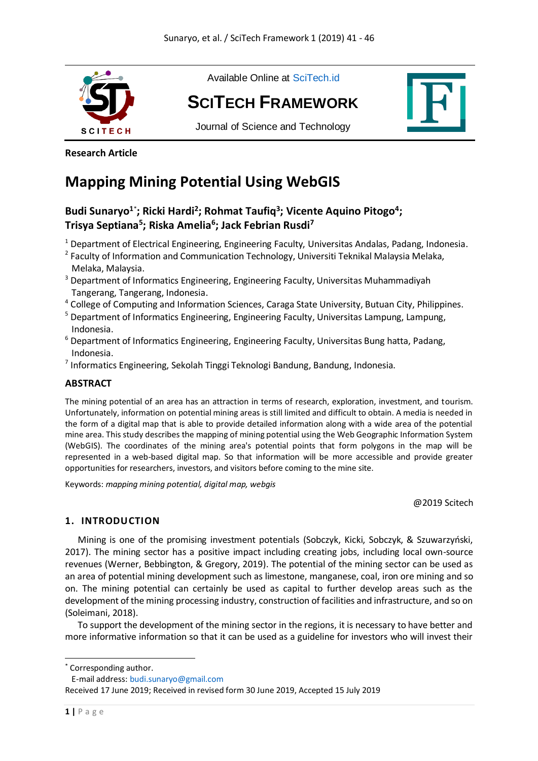Available Online at SciTech.id

**SCITECH FRAMEWORK**

Journal of Science and Technology

**Research Article**

# Mapping Mining Potential Using WebGIS

**Budi Sunaryo[1*]; Ricki Hardi[2]; Rohmat Taufiq[3]; Vicente Aquino Pitogo[4]; Trisya Septiana[5]; Riska Amelia[6]; Jack Febrian Rusdi[7]**

[1] Department of Electrical Engineering, Engineering Faculty, Universitas Andalas, Padang, Indonesia.
[2] Faculty of Information and Communication Technology, Universiti Teknikal Malaysia Melaka, Melaka, Malaysia.
[3] Department of Informatics Engineering, Engineering Faculty, Universitas Muhammadiyah Tangerang, Tangerang, Indonesia.
[4] College of Computing and Information Sciences, Caraga State University, Butuan City, Philippines.
[5] Department of Informatics Engineering, Engineering Faculty, Universitas Lampung, Lampung, Indonesia.
[6] Department of Informatics Engineering, Engineering Faculty, Universitas Bung hatta, Padang, Indonesia.
[7] Informatics Engineering, Sekolah Tinggi Teknologi Bandung, Bandung, Indonesia.

## ABSTRACT

The mining potential of an area has an attraction in terms of research, exploration, investment, and tourism. Unfortunately, information on potential mining areas is still limited and difficult to obtain. A media is needed in the form of a digital map that is able to provide detailed information along with a wide area of the potential mine area. This study describes the mapping of mining potential using the Web Geographic Information System (WebGIS). The coordinates of the mining area's potential points that form polygons in the map will be represented in a web-based digital map. So that information will be more accessible and provide greater opportunities for researchers, investors, and visitors before coming to the mine site.

Keywords: *mapping mining potential, digital map, webgis*

@2019 Scitech

## 1. INTRODUCTION

Mining is one of the promising investment potentials (Sobczyk, Kicki, Sobczyk, & Szuwarzyński, 2017). The mining sector has a positive impact including creating jobs, including local own-source revenues (Werner, Bebbington, & Gregory, 2019). The potential of the mining sector can be used as an area of potential mining development such as limestone, manganese, coal, iron ore mining and so on. The mining potential can certainly be used as capital to further develop areas such as the development of the mining processing industry, construction of facilities and infrastructure, and so on (Soleimani, 2018).

To support the development of the mining sector in the regions, it is necessary to have better and more informative information so that it can be used as a guideline for investors who will invest their

---

[*] Corresponding author.
E-mail address: budi.sunaryo@gmail.com
Received 17 June 2019; Received in revised form 30 June 2019, Accepted 15 July 2019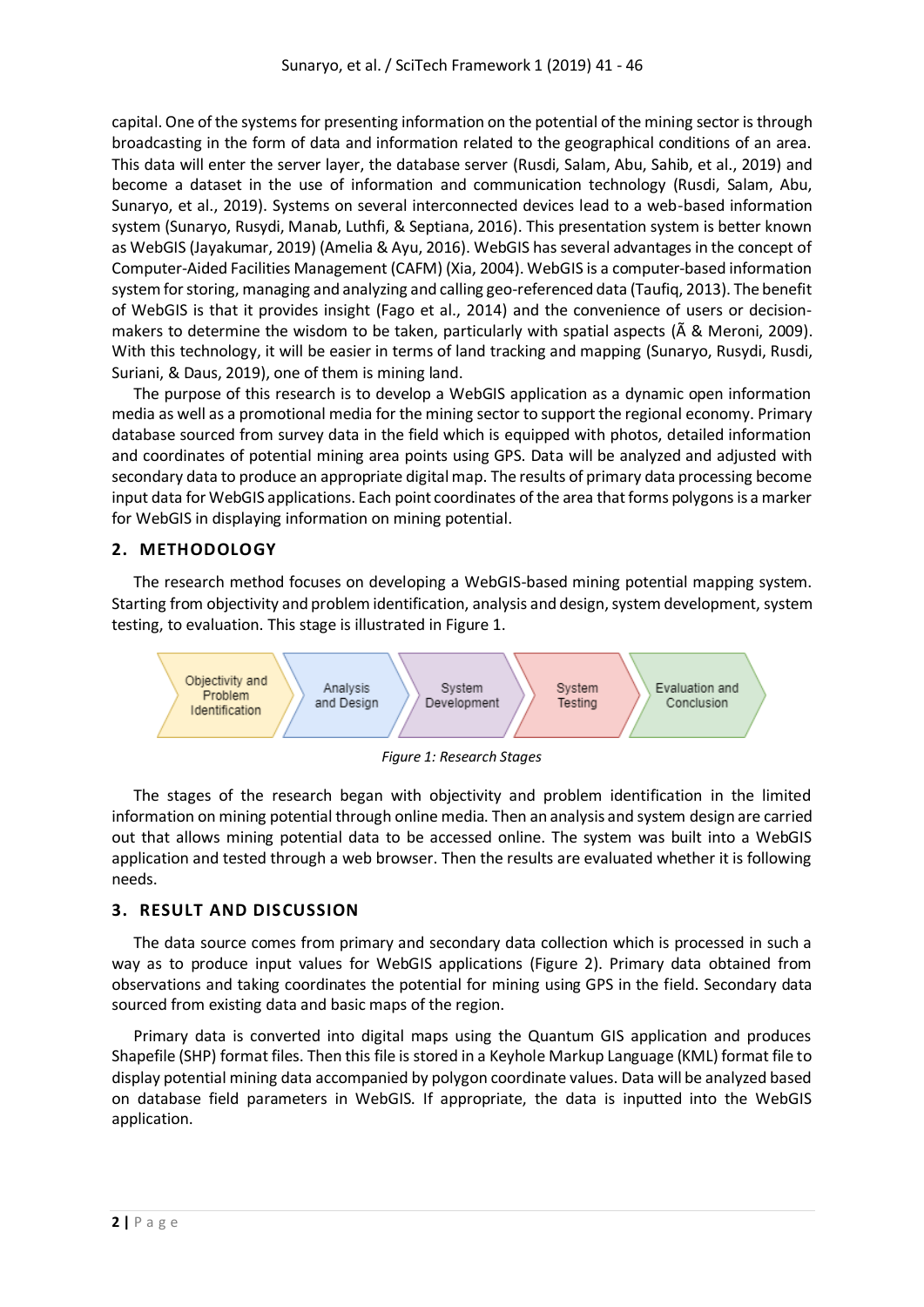capital. One of the systems for presenting information on the potential of the mining sector is through broadcasting in the form of data and information related to the geographical conditions of an area. This data will enter the server layer, the database server (Rusdi, Salam, Abu, Sahib, et al., 2019) and become a dataset in the use of information and communication technology (Rusdi, Salam, Abu, Sunaryo, et al., 2019). Systems on several interconnected devices lead to a web-based information system (Sunaryo, Rusydi, Manab, Luthfi, & Septiana, 2016). This presentation system is better known as WebGIS (Jayakumar, 2019) (Amelia & Ayu, 2016). WebGIS has several advantages in the concept of Computer-Aided Facilities Management (CAFM) (Xia, 2004). WebGIS is a computer-based information system for storing, managing and analyzing and calling geo-referenced data (Taufiq, 2013). The benefit of WebGIS is that it provides insight (Fago et al., 2014) and the convenience of users or decision-makers to determine the wisdom to be taken, particularly with spatial aspects (Ã & Meroni, 2009). With this technology, it will be easier in terms of land tracking and mapping (Sunaryo, Rusydi, Rusdi, Suriani, & Daus, 2019), one of them is mining land.

The purpose of this research is to develop a WebGIS application as a dynamic open information media as well as a promotional media for the mining sector to support the regional economy. Primary database sourced from survey data in the field which is equipped with photos, detailed information and coordinates of potential mining area points using GPS. Data will be analyzed and adjusted with secondary data to produce an appropriate digital map. The results of primary data processing become input data for WebGIS applications. Each point coordinates of the area that forms polygons is a marker for WebGIS in displaying information on mining potential.

## 2. METHODOLOGY

The research method focuses on developing a WebGIS-based mining potential mapping system. Starting from objectivity and problem identification, analysis and design, system development, system testing, to evaluation. This stage is illustrated in Figure 1.

Objectivity and Problem Identification → Analysis and Design → System Development → System Testing → Evaluation and Conclusion

*Figure 1: Research Stages*

The stages of the research began with objectivity and problem identification in the limited information on mining potential through online media. Then an analysis and system design are carried out that allows mining potential data to be accessed online. The system was built into a WebGIS application and tested through a web browser. Then the results are evaluated whether it is following needs.

## 3. RESULT AND DISCUSSION

The data source comes from primary and secondary data collection which is processed in such a way as to produce input values for WebGIS applications (Figure 2). Primary data obtained from observations and taking coordinates the potential for mining using GPS in the field. Secondary data sourced from existing data and basic maps of the region.

Primary data is converted into digital maps using the Quantum GIS application and produces Shapefile (SHP) format files. Then this file is stored in a Keyhole Markup Language (KML) format file to display potential mining data accompanied by polygon coordinate values. Data will be analyzed based on database field parameters in WebGIS. If appropriate, the data is inputted into the WebGIS application.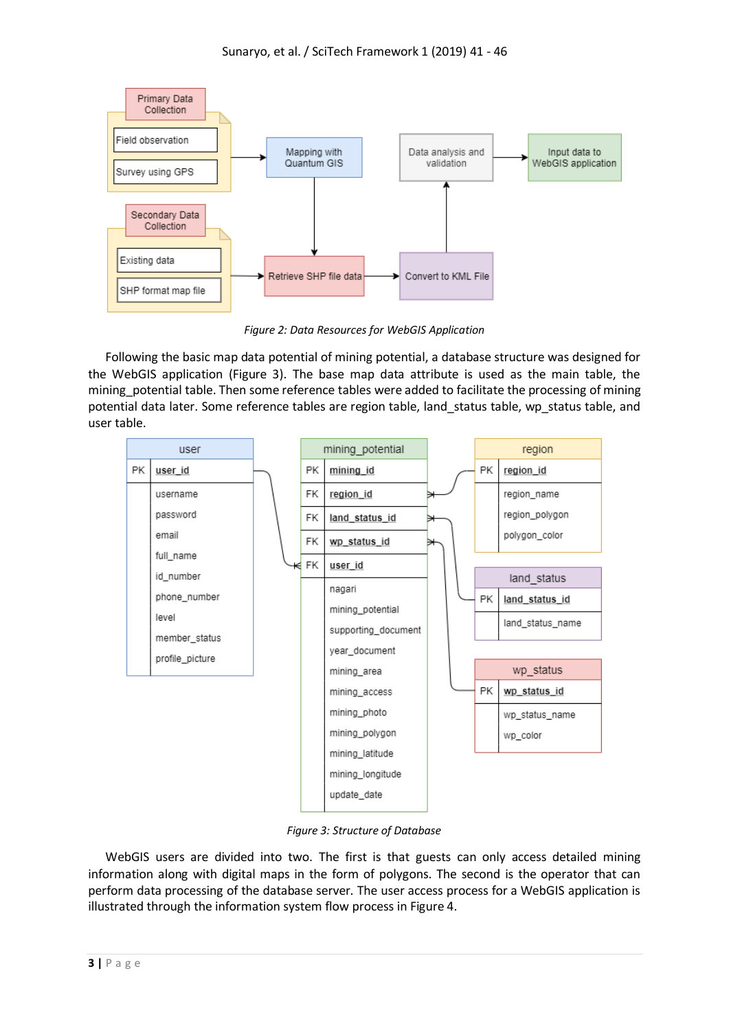Figure 2: Data Resources for WebGIS Application

Following the basic map data potential of mining potential, a database structure was designed for the WebGIS application (Figure 3). The base map data attribute is used as the main table, the mining_potential table. Then some reference tables were added to facilitate the processing of mining potential data later. Some reference tables are region table, land_status table, wp_status table, and user table.

Figure 3: Structure of Database

WebGIS users are divided into two. The first is that guests can only access detailed mining information along with digital maps in the form of polygons. The second is the operator that can perform data processing of the database server. The user access process for a WebGIS application is illustrated through the information system flow process in Figure 4.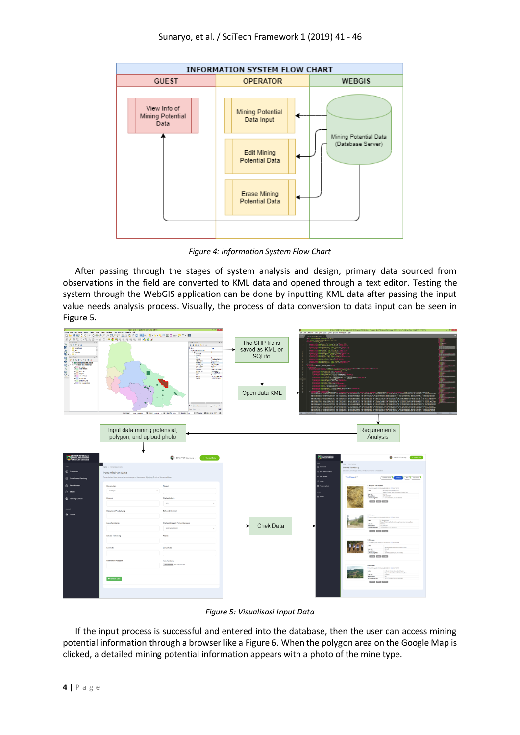Figure 4: Information System Flow Chart

After passing through the stages of system analysis and design, primary data sourced from observations in the field are converted to KML data and opened through a text editor. Testing the system through the WebGIS application can be done by inputting KML data after passing the input value needs analysis process. Visually, the process of data conversion to data input can be seen in Figure 5.

Figure 5: Visualisasi Input Data

If the input process is successful and entered into the database, then the user can access mining potential information through a browser like a Figure 6. When the polygon area on the Google Map is clicked, a detailed mining potential information appears with a photo of the mine type.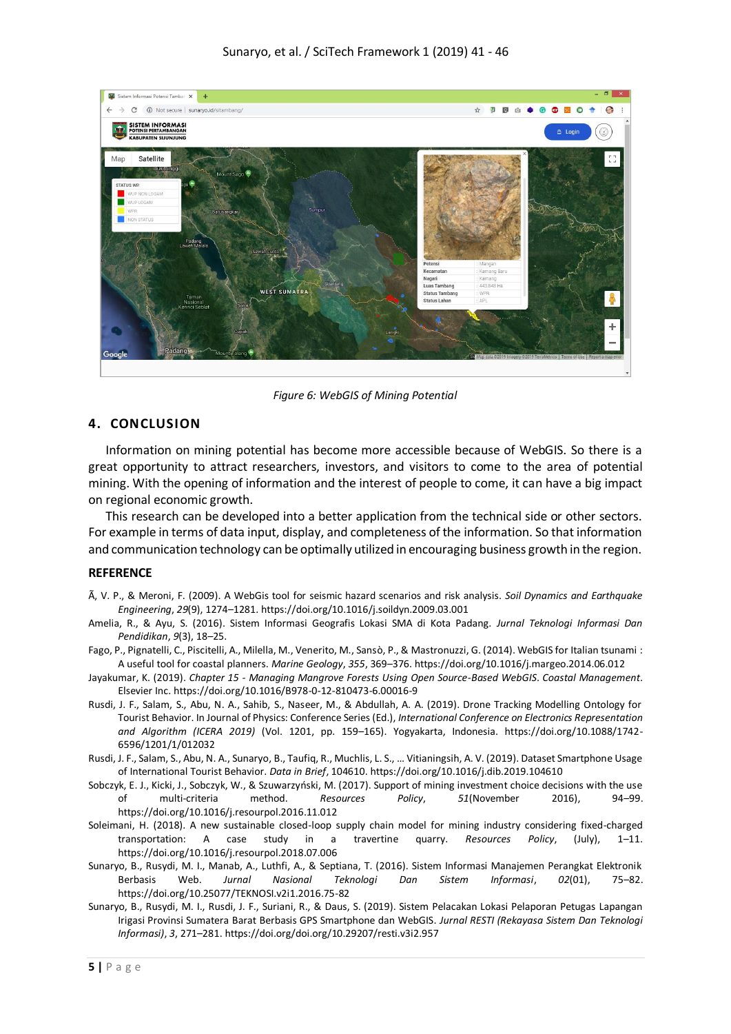Figure 6: WebGIS of Mining Potential

## 4. CONCLUSION

Information on mining potential has become more accessible because of WebGIS. So there is a great opportunity to attract researchers, investors, and visitors to come to the area of potential mining. With the opening of information and the interest of people to come, it can have a big impact on regional economic growth.

This research can be developed into a better application from the technical side or other sectors. For example in terms of data input, display, and completeness of the information. So that information and communication technology can be optimally utilized in encouraging business growth in the region.

## REFERENCE

Ã, V. P., & Meroni, F. (2009). A WebGis tool for seismic hazard scenarios and risk analysis. *Soil Dynamics and Earthquake Engineering*, *29*(9), 1274–1281. https://doi.org/10.1016/j.soildyn.2009.03.001

Amelia, R., & Ayu, S. (2016). Sistem Informasi Geografis Lokasi SMA di Kota Padang. *Jurnal Teknologi Informasi Dan Pendidikan*, *9*(3), 18–25.

Fago, P., Pignatelli, C., Piscitelli, A., Milella, M., Venerito, M., Sansò, P., & Mastronuzzi, G. (2014). WebGIS for Italian tsunami : A useful tool for coastal planners. *Marine Geology*, *355*, 369–376. https://doi.org/10.1016/j.margeo.2014.06.012

Jayakumar, K. (2019). *Chapter 15 - Managing Mangrove Forests Using Open Source-Based WebGIS*. *Coastal Management*. Elsevier Inc. https://doi.org/10.1016/B978-0-12-810473-6.00016-9

Rusdi, J. F., Salam, S., Abu, N. A., Sahib, S., Naseer, M., & Abdullah, A. A. (2019). Drone Tracking Modelling Ontology for Tourist Behavior. In Journal of Physics: Conference Series (Ed.), *International Conference on Electronics Representation and Algorithm (ICERA 2019)* (Vol. 1201, pp. 159–165). Yogyakarta, Indonesia. https://doi.org/10.1088/1742-6596/1201/1/012032

Rusdi, J. F., Salam, S., Abu, N. A., Sunaryo, B., Taufiq, R., Muchlis, L. S., … Vitianingsih, A. V. (2019). Dataset Smartphone Usage of International Tourist Behavior. *Data in Brief*, 104610. https://doi.org/10.1016/j.dib.2019.104610

Sobczyk, E. J., Kicki, J., Sobczyk, W., & Szuwarzyński, M. (2017). Support of mining investment choice decisions with the use of multi-criteria method. *Resources Policy*, *51*(November 2016), 94–99. https://doi.org/10.1016/j.resourpol.2016.11.012

Soleimani, H. (2018). A new sustainable closed-loop supply chain model for mining industry considering fixed-charged transportation: A case study in a travertine quarry. *Resources Policy*, (July), 1–11. https://doi.org/10.1016/j.resourpol.2018.07.006

Sunaryo, B., Rusydi, M. I., Manab, A., Luthfi, A., & Septiana, T. (2016). Sistem Informasi Manajemen Perangkat Elektronik Berbasis Web. *Jurnal Nasional Teknologi Dan Sistem Informasi*, *02*(01), 75–82. https://doi.org/10.25077/TEKNOSI.v2i1.2016.75-82

Sunaryo, B., Rusydi, M. I., Rusdi, J. F., Suriani, R., & Daus, S. (2019). Sistem Pelacakan Lokasi Pelaporan Petugas Lapangan Irigasi Provinsi Sumatera Barat Berbasis GPS Smartphone dan WebGIS. *Jurnal RESTI (Rekayasa Sistem Dan Teknologi Informasi)*, *3*, 271–281. https://doi.org/doi.org/10.29207/resti.v3i2.957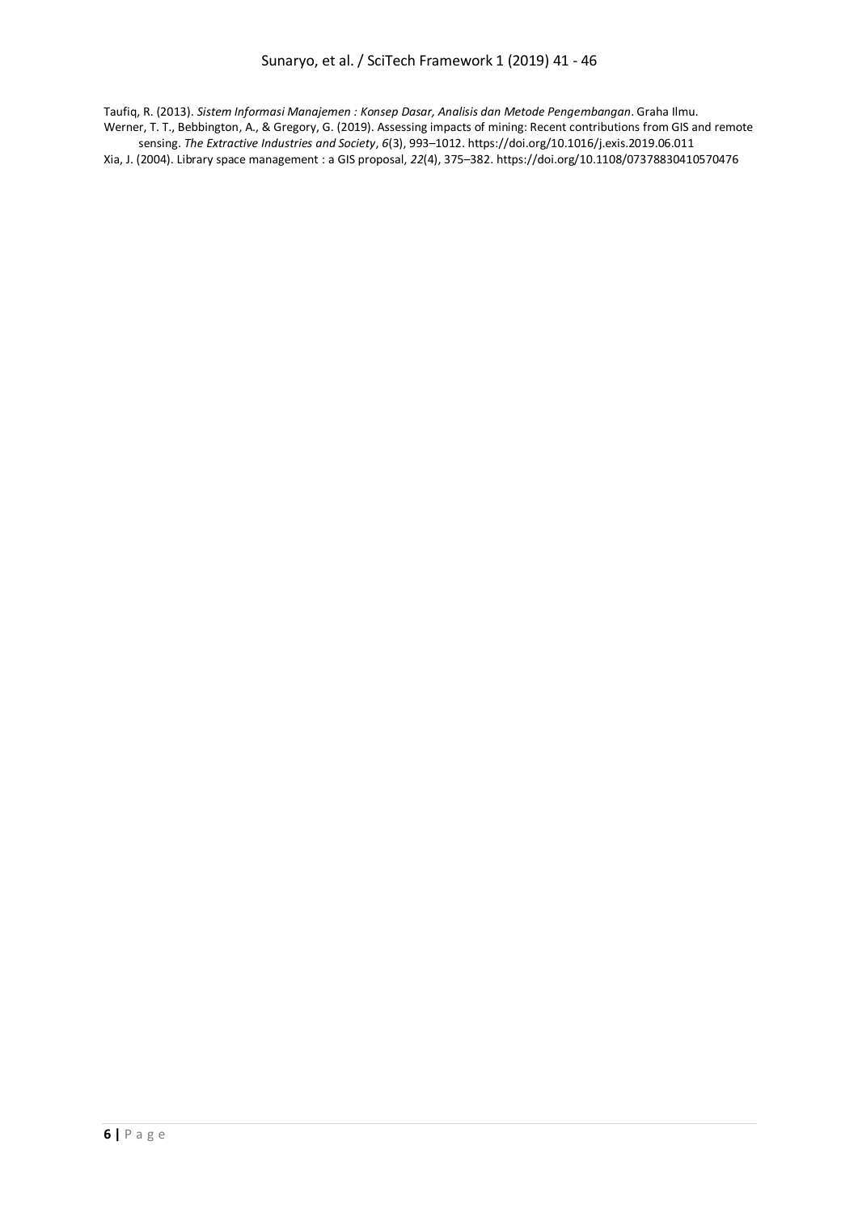Taufiq, R. (2013). *Sistem Informasi Manajemen : Konsep Dasar, Analisis dan Metode Pengembangan*. Graha Ilmu.

Werner, T. T., Bebbington, A., & Gregory, G. (2019). Assessing impacts of mining: Recent contributions from GIS and remote sensing. *The Extractive Industries and Society*, *6*(3), 993–1012. https://doi.org/10.1016/j.exis.2019.06.011

Xia, J. (2004). Library space management : a GIS proposal, *22*(4), 375–382. https://doi.org/10.1108/07378830410570476